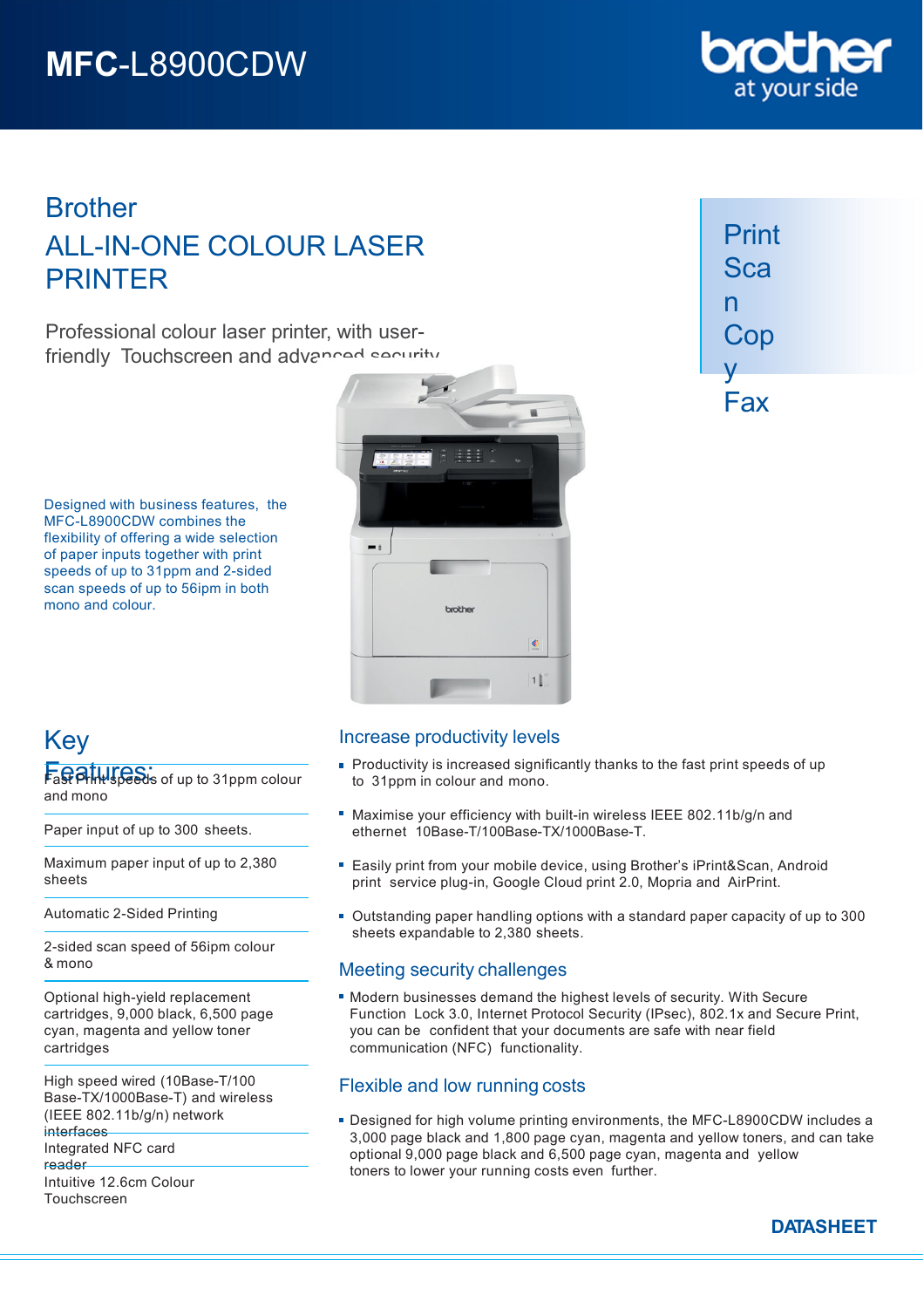# MFC-L8900CDW

brother at your side

## Brother
## ALL-IN-ONE COLOUR LASER PRINTER

Professional colour laser printer, with user-friendly Touchscreen and advanced security

Print
Scan
Copy
Fax

Designed with business features, the MFC-L8900CDW combines the flexibility of offering a wide selection of paper inputs together with print speeds of up to 31ppm and 2-sided scan speeds of up to 56ipm in both mono and colour.

## Key Features:

- Fast Print speeds of up to 31ppm colour and mono
- Paper input of up to 300 sheets.
- Maximum paper input of up to 2,380 sheets
- Automatic 2-Sided Printing
- 2-sided scan speed of 56ipm colour & mono
- Optional high-yield replacement cartridges, 9,000 black, 6,500 page cyan, magenta and yellow toner cartridges
- High speed wired (10Base-T/100 Base-TX/1000Base-T) and wireless (IEEE 802.11b/g/n) network interfaces
- Integrated NFC card reader
- Intuitive 12.6cm Colour Touchscreen

### Increase productivity levels

- Productivity is increased significantly thanks to the fast print speeds of up to 31ppm in colour and mono.
- Maximise your efficiency with built-in wireless IEEE 802.11b/g/n and ethernet 10Base-T/100Base-TX/1000Base-T.
- Easily print from your mobile device, using Brother's iPrint&Scan, Android print service plug-in, Google Cloud print 2.0, Mopria and AirPrint.
- Outstanding paper handling options with a standard paper capacity of up to 300 sheets expandable to 2,380 sheets.

### Meeting security challenges

- Modern businesses demand the highest levels of security. With Secure Function Lock 3.0, Internet Protocol Security (IPsec), 802.1x and Secure Print, you can be confident that your documents are safe with near field communication (NFC) functionality.

### Flexible and low running costs

- Designed for high volume printing environments, the MFC-L8900CDW includes a 3,000 page black and 1,800 page cyan, magenta and yellow toners, and can take optional 9,000 page black and 6,500 page cyan, magenta and yellow toners to lower your running costs even further.

**DATASHEET**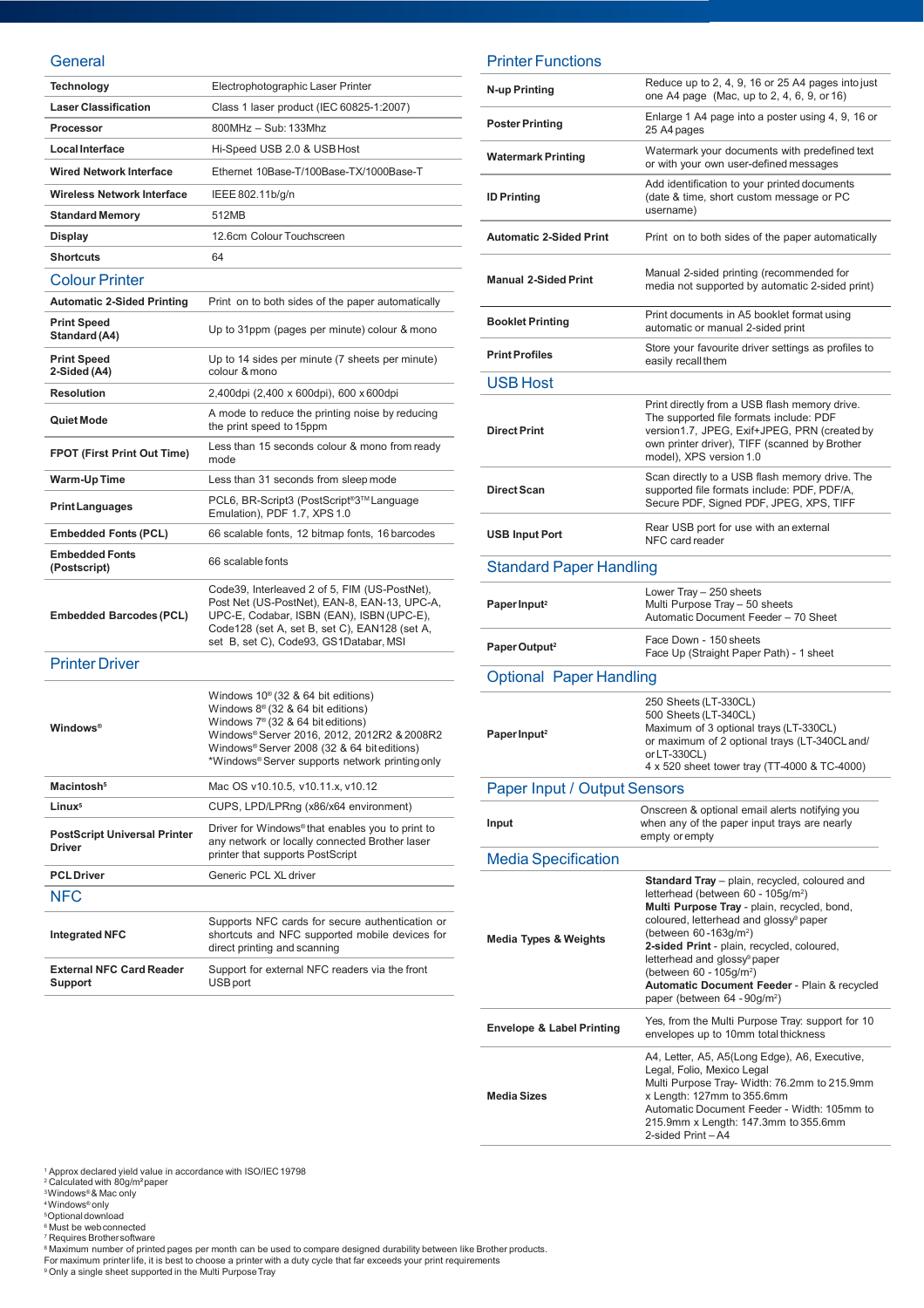## General

| | |
|---|---|
| **Technology** | Electrophotographic Laser Printer |
| **Laser Classification** | Class 1 laser product (IEC 60825-1:2007) |
| **Processor** | 800MHz – Sub: 133Mhz |
| **Local Interface** | Hi-Speed USB 2.0 & USB Host |
| **Wired Network Interface** | Ethernet 10Base-T/100Base-TX/1000Base-T |
| **Wireless Network Interface** | IEEE 802.11b/g/n |
| **Standard Memory** | 512MB |
| **Display** | 12.6cm Colour Touchscreen |
| **Shortcuts** | 64 |

## Colour Printer

| | |
|---|---|
| **Automatic 2-Sided Printing** | Print on to both sides of the paper automatically |
| **Print Speed Standard (A4)** | Up to 31ppm (pages per minute) colour & mono |
| **Print Speed 2-Sided (A4)** | Up to 14 sides per minute (7 sheets per minute) colour & mono |
| **Resolution** | 2,400dpi (2,400 x 600dpi), 600 x 600dpi |
| **Quiet Mode** | A mode to reduce the printing noise by reducing the print speed to 15ppm |
| **FPOT (First Print Out Time)** | Less than 15 seconds colour & mono from ready mode |
| **Warm-Up Time** | Less than 31 seconds from sleep mode |
| **Print Languages** | PCL6, BR-Script3 (PostScript®3™ Language Emulation), PDF 1.7, XPS 1.0 |
| **Embedded Fonts (PCL)** | 66 scalable fonts, 12 bitmap fonts, 16 barcodes |
| **Embedded Fonts (Postscript)** | 66 scalable fonts |
| **Embedded Barcodes (PCL)** | Code39, Interleaved 2 of 5, FIM (US-PostNet), Post Net (US-PostNet), EAN-8, EAN-13, UPC-A, UPC-E, Codabar, ISBN (EAN), ISBN (UPC-E), Code128 (set A, set B, set C), EAN128 (set A, set B, set C), Code93, GS1Databar, MSI |

## Printer Driver

| | |
|---|---|
| **Windows®** | Windows 10® (32 & 64 bit editions)<br>Windows 8® (32 & 64 bit editions)<br>Windows 7® (32 & 64 bit editions)<br>Windows® Server 2016, 2012, 2012R2 & 2008R2<br>Windows® Server 2008 (32 & 64 bit editions)<br>*Windows® Server supports network printing only |
| **Macintosh[5]** | Mac OS v10.10.5, v10.11.x, v10.12 |
| **Linux[5]** | CUPS, LPD/LPRng (x86/x64 environment) |
| **PostScript Universal Printer Driver** | Driver for Windows® that enables you to print to any network or locally connected Brother laser printer that supports PostScript |
| **PCL Driver** | Generic PCL XL driver |

## NFC

| | |
|---|---|
| **Integrated NFC** | Supports NFC cards for secure authentication or shortcuts and NFC supported mobile devices for direct printing and scanning |
| **External NFC Card Reader Support** | Support for external NFC readers via the front USB port |

## Printer Functions

| | |
|---|---|
| **N-up Printing** | Reduce up to 2, 4, 9, 16 or 25 A4 pages into just one A4 page (Mac, up to 2, 4, 6, 9, or 16) |
| **Poster Printing** | Enlarge 1 A4 page into a poster using 4, 9, 16 or 25 A4 pages |
| **Watermark Printing** | Watermark your documents with predefined text or with your own user-defined messages |
| **ID Printing** | Add identification to your printed documents (date & time, short custom message or PC username) |
| **Automatic 2-Sided Print** | Print on to both sides of the paper automatically |
| **Manual 2-Sided Print** | Manual 2-sided printing (recommended for media not supported by automatic 2-sided print) |
| **Booklet Printing** | Print documents in A5 booklet format using automatic or manual 2-sided print |
| **Print Profiles** | Store your favourite driver settings as profiles to easily recall them |

## USB Host

| | |
|---|---|
| **Direct Print** | Print directly from a USB flash memory drive. The supported file formats include: PDF version1.7, JPEG, Exif+JPEG, PRN (created by own printer driver), TIFF (scanned by Brother model), XPS version 1.0 |
| **Direct Scan** | Scan directly to a USB flash memory drive. The supported file formats include: PDF, PDF/A, Secure PDF, Signed PDF, JPEG, XPS, TIFF |
| **USB Input Port** | Rear USB port for use with an external NFC card reader |

## Standard Paper Handling

| | |
|---|---|
| **Paper Input[2]** | Lower Tray – 250 sheets<br>Multi Purpose Tray – 50 sheets<br>Automatic Document Feeder – 70 Sheet |
| **Paper Output[2]** | Face Down - 150 sheets<br>Face Up (Straight Paper Path) - 1 sheet |

## Optional Paper Handling

| | |
|---|---|
| **Paper Input[2]** | 250 Sheets (LT-330CL)<br>500 Sheets (LT-340CL)<br>Maximum of 3 optional trays (LT-330CL) or maximum of 2 optional trays (LT-340CL and/or LT-330CL)<br>4 x 520 sheet tower tray (TT-4000 & TC-4000) |

## Paper Input / Output Sensors

| | |
|---|---|
| **Input** | Onscreen & optional email alerts notifying you when any of the paper input trays are nearly empty or empty |

## Media Specification

| | |
|---|---|
| **Media Types & Weights** | **Standard Tray** – plain, recycled, coloured and letterhead (between 60 - 105g/m²)<br>**Multi Purpose Tray** - plain, recycled, bond, coloured, letterhead and glossy[9] paper (between 60 -163g/m²)<br>**2-sided Print** - plain, recycled, coloured, letterhead and glossy[9] paper (between 60 - 105g/m²)<br>**Automatic Document Feeder** - Plain & recycled paper (between 64 - 90g/m²) |
| **Envelope & Label Printing** | Yes, from the Multi Purpose Tray: support for 10 envelopes up to 10mm total thickness |
| **Media Sizes** | A4, Letter, A5, A5(Long Edge), A6, Executive, Legal, Folio, Mexico Legal<br>Multi Purpose Tray- Width: 76.2mm to 215.9mm x Length: 127mm to 355.6mm<br>Automatic Document Feeder - Width: 105mm to 215.9mm x Length: 147.3mm to 355.6mm<br>2-sided Print – A4 |

[1] Approx declared yield value in accordance with ISO/IEC 19798
[2] Calculated with 80g/m² paper
[3] Windows® & Mac only
[4] Windows® only
[5] Optional download
[6] Must be web connected
[7] Requires Brother software
[8] Maximum number of printed pages per month can be used to compare designed durability between like Brother products. For maximum printer life, it is best to choose a printer with a duty cycle that far exceeds your print requirements
[9] Only a single sheet supported in the Multi Purpose Tray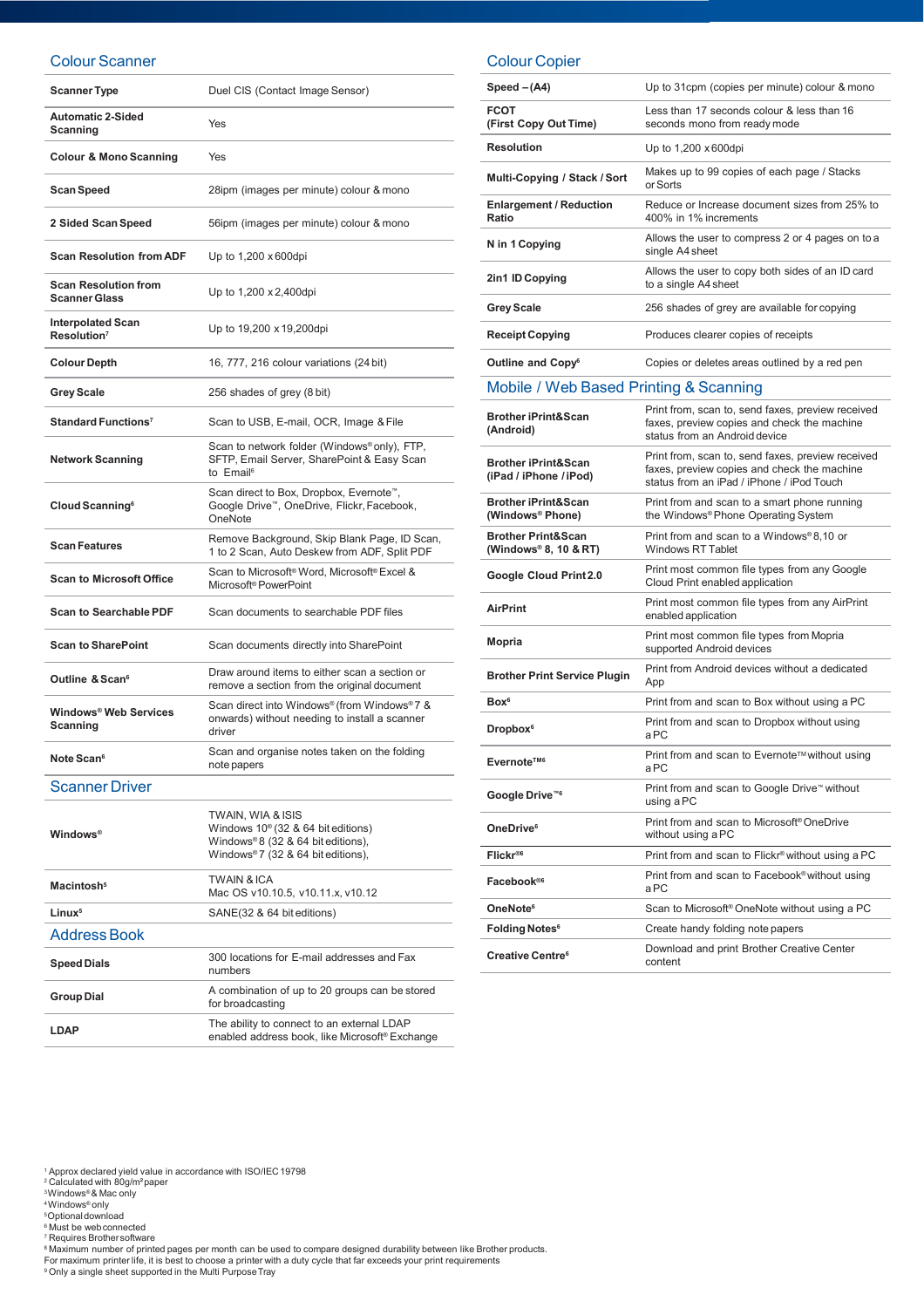## Colour Scanner

| | |
|---|---|
| **Scanner Type** | Duel CIS (Contact Image Sensor) |
| **Automatic 2-Sided Scanning** | Yes |
| **Colour & Mono Scanning** | Yes |
| **Scan Speed** | 28ipm (images per minute) colour & mono |
| **2 Sided Scan Speed** | 56ipm (images per minute) colour & mono |
| **Scan Resolution from ADF** | Up to 1,200 x 600dpi |
| **Scan Resolution from Scanner Glass** | Up to 1,200 x 2,400dpi |
| **Interpolated Scan Resolution**[7] | Up to 19,200 x 19,200dpi |
| **Colour Depth** | 16, 777, 216 colour variations (24 bit) |
| **Grey Scale** | 256 shades of grey (8 bit) |
| **Standard Functions**[7] | Scan to USB, E-mail, OCR, Image & File |
| **Network Scanning** | Scan to network folder (Windows® only), FTP, SFTP, Email Server, SharePoint & Easy Scan to Email[6] |
| **Cloud Scanning**[6] | Scan direct to Box, Dropbox, Evernote™, Google Drive™, OneDrive, Flickr, Facebook, OneNote |
| **Scan Features** | Remove Background, Skip Blank Page, ID Scan, 1 to 2 Scan, Auto Deskew from ADF, Split PDF |
| **Scan to Microsoft Office** | Scan to Microsoft® Word, Microsoft® Excel & Microsoft® PowerPoint |
| **Scan to Searchable PDF** | Scan documents to searchable PDF files |
| **Scan to SharePoint** | Scan documents directly into SharePoint |
| **Outline & Scan**[6] | Draw around items to either scan a section or remove a section from the original document |
| **Windows® Web Services Scanning** | Scan direct into Windows® (from Windows® 7 & onwards) without needing to install a scanner driver |
| **Note Scan**[6] | Scan and organise notes taken on the folding note papers |

## Scanner Driver

| | |
|---|---|
| **Windows®** | TWAIN, WIA & ISIS<br>Windows 10® (32 & 64 bit editions)<br>Windows® 8 (32 & 64 bit editions),<br>Windows® 7 (32 & 64 bit editions), |
| **Macintosh**[5] | TWAIN & ICA<br>Mac OS v10.10.5, v10.11.x, v10.12 |
| **Linux**[5] | SANE(32 & 64 bit editions) |

## Address Book

| | |
|---|---|
| **Speed Dials** | 300 locations for E-mail addresses and Fax numbers |
| **Group Dial** | A combination of up to 20 groups can be stored for broadcasting |
| **LDAP** | The ability to connect to an external LDAP enabled address book, like Microsoft® Exchange |

## Colour Copier

| | |
|---|---|
| **Speed – (A4)** | Up to 31cpm (copies per minute) colour & mono |
| **FCOT (First Copy Out Time)** | Less than 17 seconds colour & less than 16 seconds mono from ready mode |
| **Resolution** | Up to 1,200 x 600dpi |
| **Multi-Copying / Stack / Sort** | Makes up to 99 copies of each page / Stacks or Sorts |
| **Enlargement / Reduction Ratio** | Reduce or Increase document sizes from 25% to 400% in 1% increments |
| **N in 1 Copying** | Allows the user to compress 2 or 4 pages on to a single A4 sheet |
| **2in1 ID Copying** | Allows the user to copy both sides of an ID card to a single A4 sheet |
| **Grey Scale** | 256 shades of grey are available for copying |
| **Receipt Copying** | Produces clearer copies of receipts |
| **Outline and Copy**[6] | Copies or deletes areas outlined by a red pen |

## Mobile / Web Based Printing & Scanning

| | |
|---|---|
| **Brother iPrint&Scan (Android)** | Print from, scan to, send faxes, preview received faxes, preview copies and check the machine status from an Android device |
| **Brother iPrint&Scan (iPad / iPhone / iPod)** | Print from, scan to, send faxes, preview received faxes, preview copies and check the machine status from an iPad / iPhone / iPod Touch |
| **Brother iPrint&Scan (Windows® Phone)** | Print from and scan to a smart phone running the Windows® Phone Operating System |
| **Brother Print&Scan (Windows® 8, 10 & RT)** | Print from and scan to a Windows® 8,10 or Windows RT Tablet |
| **Google Cloud Print 2.0** | Print most common file types from any Google Cloud Print enabled application |
| **AirPrint** | Print most common file types from any AirPrint enabled application |
| **Mopria** | Print most common file types from Mopria supported Android devices |
| **Brother Print Service Plugin** | Print from Android devices without a dedicated App |
| **Box**[6] | Print from and scan to Box without using a PC |
| **Dropbox**[6] | Print from and scan to Dropbox without using a PC |
| **Evernote™**[6] | Print from and scan to Evernote™ without using a PC |
| **Google Drive™**[6] | Print from and scan to Google Drive™ without using a PC |
| **OneDrive**[6] | Print from and scan to Microsoft® OneDrive without using a PC |
| **Flickr®**[6] | Print from and scan to Flickr® without using a PC |
| **Facebook®**[6] | Print from and scan to Facebook® without using a PC |
| **OneNote**[6] | Scan to Microsoft® OneNote without using a PC |
| **Folding Notes**[6] | Create handy folding note papers |
| **Creative Centre**[6] | Download and print Brother Creative Center content |

[1] Approx declared yield value in accordance with ISO/IEC 19798
[2] Calculated with 80g/m² paper
[3] Windows® & Mac only
[4] Windows® only
[5] Optional download
[6] Must be web connected
[7] Requires Brother software
[8] Maximum number of printed pages per month can be used to compare designed durability between like Brother products. For maximum printer life, it is best to choose a printer with a duty cycle that far exceeds your print requirements
[9] Only a single sheet supported in the Multi Purpose Tray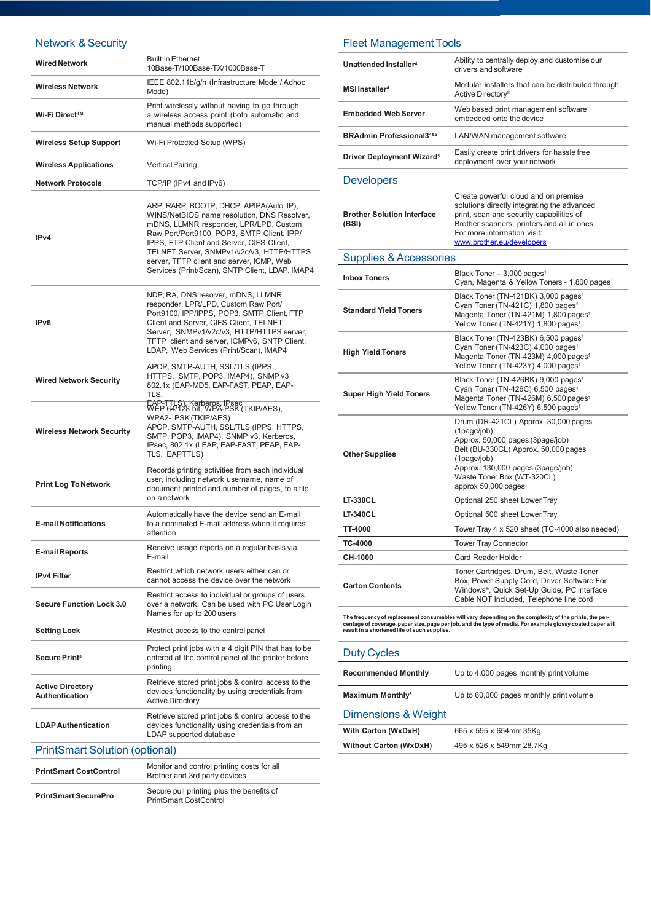## Network & Security

| | |
|---|---|
| **Wired Network** | Built in Ethernet 10Base-T/100Base-TX/1000Base-T |
| **Wireless Network** | IEEE 802.11b/g/n (Infrastructure Mode / Adhoc Mode) |
| **Wi-Fi Direct™** | Print wirelessly without having to go through a wireless access point (both automatic and manual methods supported) |
| **Wireless Setup Support** | Wi-Fi Protected Setup (WPS) |
| **Wireless Applications** | Vertical Pairing |
| **Network Protocols** | TCP/IP (IPv4 and IPv6) |
| **IPv4** | ARP, RARP, BOOTP, DHCP, APIPA(Auto IP), WINS/NetBIOS name resolution, DNS Resolver, mDNS, LLMNR responder, LPR/LPD, Custom Raw Port/Port9100, POP3, SMTP Client, IPP/IPPS, FTP Client and Server, CIFS Client, TELNET Server, SNMPv1/v2c/v3, HTTP/HTTPS server, TFTP client and server, ICMP, Web Services (Print/Scan), SNTP Client, LDAP, IMAP4 |
| **IPv6** | NDP, RA, DNS resolver, mDNS, LLMNR responder, LPR/LPD, Custom Raw Port/Port9100, IPP/IPPS, POP3, SMTP Client, FTP Client and Server, CIFS Client, TELNET Server, SNMPv1/v2c/v3, HTTP/HTTPS server, TFTP client and server, ICMPv6, SNTP Client, LDAP, Web Services (Print/Scan), IMAP4 |
| **Wired Network Security** | APOP, SMTP-AUTH, SSL/TLS (IPPS, HTTPS, SMTP, POP3, IMAP4), SNMP v3 802.1x (EAP-MD5, EAP-FAST, PEAP, EAP-TLS, EAP-TTLS), Kerberos, IPsec |
| **Wireless Network Security** | WEP 64/128 bit, WPA-PSK (TKIP/AES), WPA2- PSK(TKIP/AES) APOP, SMTP-AUTH, SSL/TLS (IPPS, HTTPS, SMTP, POP3, IMAP4), SNMP v3, Kerberos, IPsec, 802.1x (LEAP, EAP-FAST, PEAP, EAP-TLS, EAPTTLS) |
| **Print Log To Network** | Records printing activities from each individual user, including network username, name of document printed and number of pages, to a file on a network |
| **E-mail Notifications** | Automatically have the device send an E-mail to a nominated E-mail address when it requires attention |
| **E-mail Reports** | Receive usage reports on a regular basis via E-mail |
| **IPv4 Filter** | Restrict which network users either can or cannot access the device over the network |
| **Secure Function Lock 3.0** | Restrict access to individual or groups of users over a network. Can be used with PC User Login Names for up to 200 users |
| **Setting Lock** | Restrict access to the control panel |
| **Secure Print[3]** | Protect print jobs with a 4 digit PIN that has to be entered at the control panel of the printer before printing |
| **Active Directory Authentication** | Retrieve stored print jobs & control access to the devices functionality by using credentials from Active Directory |
| **LDAP Authentication** | Retrieve stored print jobs & control access to the devices functionality using credentials from an LDAP supported database |

## PrintSmart Solution (optional)

| | |
|---|---|
| **PrintSmart CostControl** | Monitor and control printing costs for all Brother and 3rd party devices |
| **PrintSmart SecurePro** | Secure pull printing plus the benefits of PrintSmart CostControl |

## Fleet Management Tools

| | |
|---|---|
| **Unattended Installer[4]** | Ability to centrally deploy and customise our drivers and software |
| **MSI Installer[4]** | Modular installers that can be distributed through Active Directory® |
| **Embedded Web Server** | Web based print management software embedded onto the device |
| **BRAdmin Professional3[4&5]** | LAN/WAN management software |
| **Driver Deployment Wizard[4]** | Easily create print drivers for hassle free deployment over your network |

## Developers

| | |
|---|---|
| **Brother Solution Interface (BSI)** | Create powerful cloud and on premise solutions directly integrating the advanced print, scan and security capabilities of Brother scanners, printers and all in ones. For more information visit: www.brother.eu/developers |

## Supplies & Accessories

| | |
|---|---|
| **Inbox Toners** | Black Toner – 3,000 pages[1] Cyan, Magenta & Yellow Toners - 1,800 pages[1] |
| **Standard Yield Toners** | Black Toner (TN-421BK) 3,000 pages[1] Cyan Toner (TN-421C) 1,800 pages[1] Magenta Toner (TN-421M) 1,800 pages[1] Yellow Toner (TN-421Y) 1,800 pages[1] |
| **High Yield Toners** | Black Toner (TN-423BK) 6,500 pages[1] Cyan Toner (TN-423C) 4,000 pages[1] Magenta Toner (TN-423M) 4,000 pages[1] Yellow Toner (TN-423Y) 4,000 pages[1] |
| **Super High Yield Toners** | Black Toner (TN-426BK) 9,000 pages[1] Cyan Toner (TN-426C) 6,500 pages[1] Magenta Toner (TN-426M) 6,500 pages[1] Yellow Toner (TN-426Y) 6,500 pages[1] |
| **Other Supplies** | Drum (DR-421CL) Approx. 30,000 pages (1page/job) Approx. 50,000 pages (3page/job) Belt (BU-330CL) Approx. 50,000 pages (1page/job) Approx. 130,000 pages (3page/job) Waste Toner Box (WT-320CL) approx 50,000 pages |
| **LT-330CL** | Optional 250 sheet Lower Tray |
| **LT-340CL** | Optional 500 sheet Lower Tray |
| **TT-4000** | Tower Tray 4 x 520 sheet (TC-4000 also needed) |
| **TC-4000** | Tower Tray Connector |
| **CH-1000** | Card Reader Holder |
| **Carton Contents** | Toner Cartridges, Drum, Belt, Waste Toner Box, Power Supply Cord, Driver Software For Windows®, Quick Set-Up Guide, PC Interface Cable NOT Included, Telephone line cord |

**The frequency of replacement consumables will vary depending on the complexity of the prints, the percentage of coverage, paper size, page per job, and the type of media. For example glossy coated paper will result in a shortened life of such supplies.**

## Duty Cycles

| | |
|---|---|
| **Recommended Monthly** | Up to 4,000 pages monthly print volume |
| **Maximum Monthly[8]** | Up to 60,000 pages monthly print volume |

## Dimensions & Weight

| | |
|---|---|
| **With Carton (WxDxH)** | 665 x 595 x 654mm 35Kg |
| **Without Carton (WxDxH)** | 495 x 526 x 549mm 28.7Kg |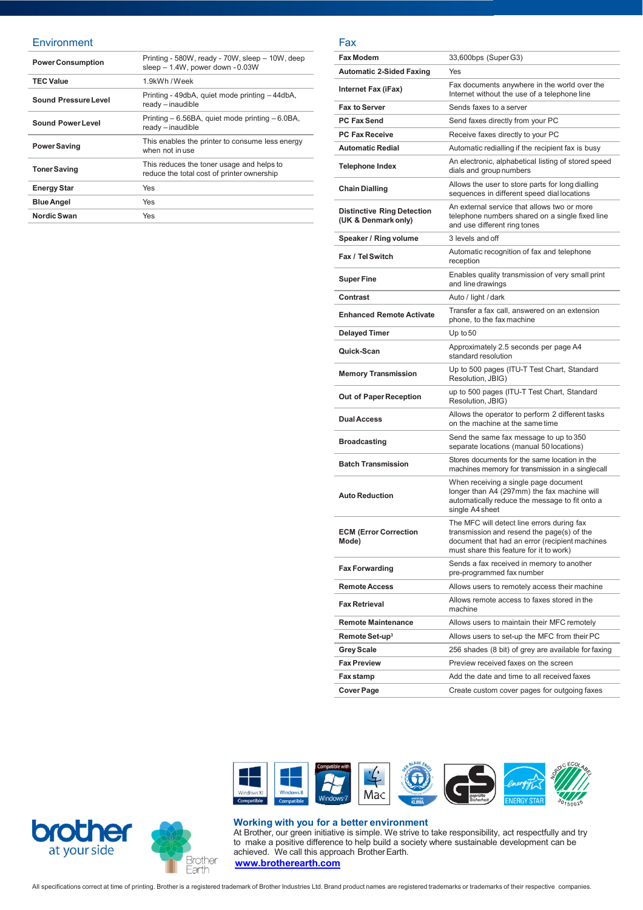## Environment

| | |
|---|---|
| **Power Consumption** | Printing - 580W, ready - 70W, sleep – 10W, deep sleep – 1.4W, power down - 0.03W |
| **TEC Value** | 1.9kWh / Week |
| **Sound Pressure Level** | Printing - 49dbA, quiet mode printing – 44dbA, ready – inaudible |
| **Sound Power Level** | Printing – 6.56BA, quiet mode printing – 6.0BA, ready – inaudible |
| **Power Saving** | This enables the printer to consume less energy when not in use |
| **Toner Saving** | This reduces the toner usage and helps to reduce the total cost of printer ownership |
| **Energy Star** | Yes |
| **Blue Angel** | Yes |
| **Nordic Swan** | Yes |

## Fax

| | |
|---|---|
| **Fax Modem** | 33,600bps (Super G3) |
| **Automatic 2-Sided Faxing** | Yes |
| **Internet Fax (iFax)** | Fax documents anywhere in the world over the Internet without the use of a telephone line |
| **Fax to Server** | Sends faxes to a server |
| **PC Fax Send** | Send faxes directly from your PC |
| **PC Fax Receive** | Receive faxes directly to your PC |
| **Automatic Redial** | Automatic redialling if the recipient fax is busy |
| **Telephone Index** | An electronic, alphabetical listing of stored speed dials and group numbers |
| **Chain Dialling** | Allows the user to store parts for long dialling sequences in different speed dial locations |
| **Distinctive Ring Detection (UK & Denmark only)** | An external service that allows two or more telephone numbers shared on a single fixed line and use different ring tones |
| **Speaker / Ring volume** | 3 levels and off |
| **Fax / Tel Switch** | Automatic recognition of fax and telephone reception |
| **Super Fine** | Enables quality transmission of very small print and line drawings |
| **Contrast** | Auto / light / dark |
| **Enhanced Remote Activate** | Transfer a fax call, answered on an extension phone, to the fax machine |
| **Delayed Timer** | Up to 50 |
| **Quick-Scan** | Approximately 2.5 seconds per page A4 standard resolution |
| **Memory Transmission** | Up to 500 pages (ITU-T Test Chart, Standard Resolution, JBIG) |
| **Out of Paper Reception** | up to 500 pages (ITU-T Test Chart, Standard Resolution, JBIG) |
| **Dual Access** | Allows the operator to perform 2 different tasks on the machine at the same time |
| **Broadcasting** | Send the same fax message to up to 350 separate locations (manual 50 locations) |
| **Batch Transmission** | Stores documents for the same location in the machines memory for transmission in a single call |
| **Auto Reduction** | When receiving a single page document longer than A4 (297mm) the fax machine will automatically reduce the message to fit onto a single A4 sheet |
| **ECM (Error Correction Mode)** | The MFC will detect line errors during fax transmission and resend the page(s) of the document that had an error (recipient machines must share this feature for it to work) |
| **Fax Forwarding** | Sends a fax received in memory to another pre-programmed fax number |
| **Remote Access** | Allows users to remotely access their machine |
| **Fax Retrieval** | Allows remote access to faxes stored in the machine |
| **Remote Maintenance** | Allows users to maintain their MFC remotely |
| **Remote Set-up[3]** | Allows users to set-up the MFC from their PC |
| **Grey Scale** | 256 shades (8 bit) of grey are available for faxing |
| **Fax Preview** | Preview received faxes on the screen |
| **Fax stamp** | Add the date and time to all received faxes |
| **Cover Page** | Create custom cover pages for outgoing faxes |

**Working with you for a better environment**

At Brother, our green initiative is simple. We strive to take responsibility, act respectfully and try to make a positive difference to help build a society where sustainable development can be achieved. We call this approach Brother Earth.

**www.brotherearth.com**

All specifications correct at time of printing. Brother is a registered trademark of Brother Industries Ltd. Brand product names are registered trademarks or trademarks of their respective companies.